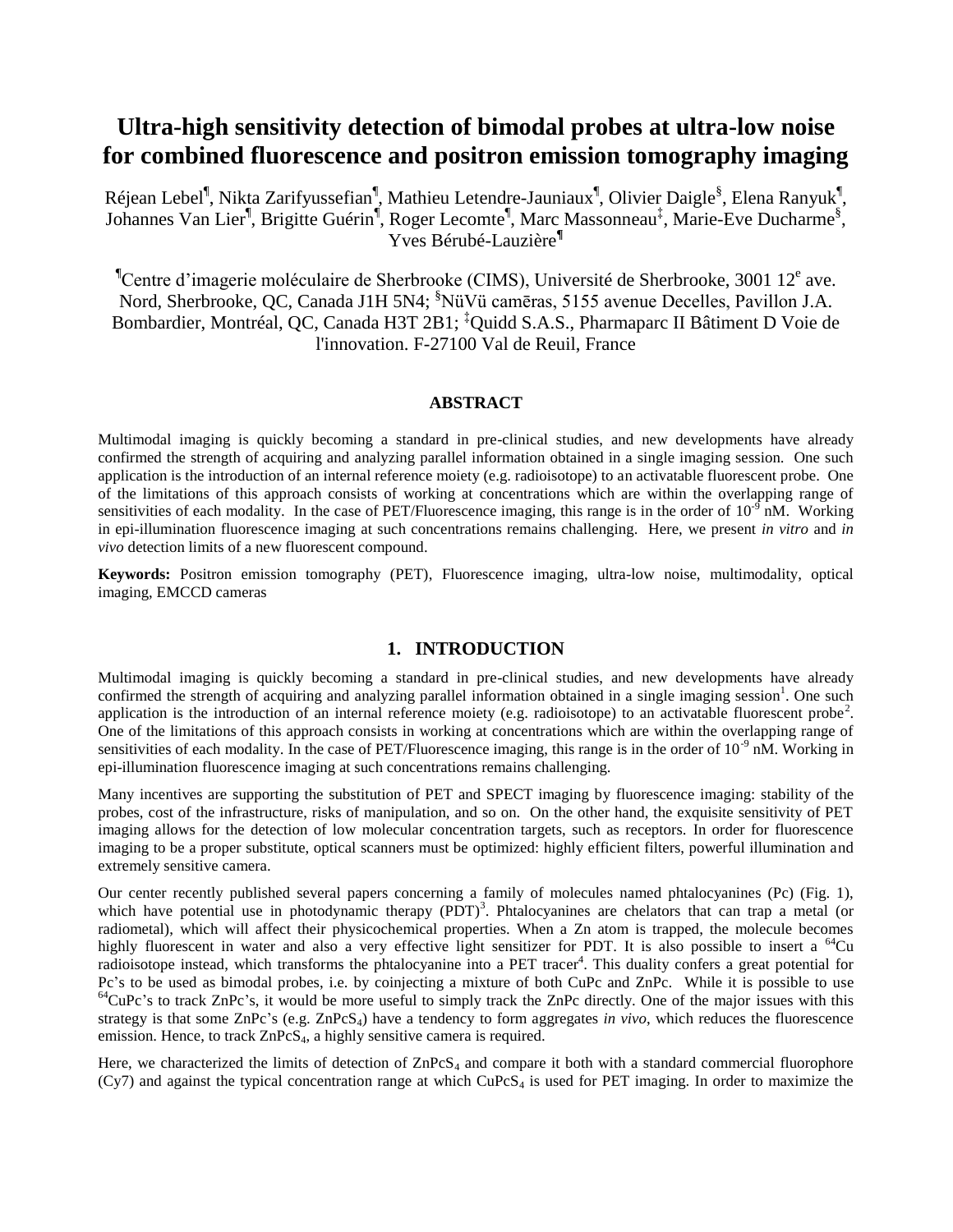# Ultra-high sensitivity detection of bimodal probes at ultra-low noise for combined fluorescence and positron emission tomography imaging

Réjean Lebel[¶], Nikta Zarifyussefian[¶], Mathieu Letendre-Jauniaux[¶], Olivier Daigle[§], Elena Ranyuk[¶], Johannes Van Lier[¶], Brigitte Guérin[¶], Roger Lecomte[¶], Marc Massonneau[‡], Marie-Eve Ducharme[§], Yves Bérubé-Lauzière[¶]

[¶]Centre d'imagerie moléculaire de Sherbrooke (CIMS), Université de Sherbrooke, 3001 12[e] ave. Nord, Sherbrooke, QC, Canada J1H 5N4; [§]NüVü camēras, 5155 avenue Decelles, Pavillon J.A. Bombardier, Montréal, QC, Canada H3T 2B1; [‡]Quidd S.A.S., Pharmaparc II Bâtiment D Voie de l'innovation. F-27100 Val de Reuil, France

## ABSTRACT

Multimodal imaging is quickly becoming a standard in pre-clinical studies, and new developments have already confirmed the strength of acquiring and analyzing parallel information obtained in a single imaging session. One such application is the introduction of an internal reference moiety (e.g. radioisotope) to an activatable fluorescent probe. One of the limitations of this approach consists of working at concentrations which are within the overlapping range of sensitivities of each modality. In the case of PET/Fluorescence imaging, this range is in the order of $10^{-9}$ nM. Working in epi-illumination fluorescence imaging at such concentrations remains challenging. Here, we present *in vitro* and *in vivo* detection limits of a new fluorescent compound.

**Keywords:** Positron emission tomography (PET), Fluorescence imaging, ultra-low noise, multimodality, optical imaging, EMCCD cameras

## 1. INTRODUCTION

Multimodal imaging is quickly becoming a standard in pre-clinical studies, and new developments have already confirmed the strength of acquiring and analyzing parallel information obtained in a single imaging session[1]. One such application is the introduction of an internal reference moiety (e.g. radioisotope) to an activatable fluorescent probe[2]. One of the limitations of this approach consists in working at concentrations which are within the overlapping range of sensitivities of each modality. In the case of PET/Fluorescence imaging, this range is in the order of $10^{-9}$ nM. Working in epi-illumination fluorescence imaging at such concentrations remains challenging.

Many incentives are supporting the substitution of PET and SPECT imaging by fluorescence imaging: stability of the probes, cost of the infrastructure, risks of manipulation, and so on. On the other hand, the exquisite sensitivity of PET imaging allows for the detection of low molecular concentration targets, such as receptors. In order for fluorescence imaging to be a proper substitute, optical scanners must be optimized: highly efficient filters, powerful illumination and extremely sensitive camera.

Our center recently published several papers concerning a family of molecules named phtalocyanines (Pc) (Fig. 1), which have potential use in photodynamic therapy (PDT)[3]. Phtalocyanines are chelators that can trap a metal (or radiometal), which will affect their physicochemical properties. When a Zn atom is trapped, the molecule becomes highly fluorescent in water and also a very effective light sensitizer for PDT. It is also possible to insert a $^{64}$Cu radioisotope instead, which transforms the phtalocyanine into a PET tracer[4]. This duality confers a great potential for Pc's to be used as bimodal probes, i.e. by coinjecting a mixture of both CuPc and ZnPc. While it is possible to use $^{64}$CuPc's to track ZnPc's, it would be more useful to simply track the ZnPc directly. One of the major issues with this strategy is that some ZnPc's (e.g. $ZnPcS_4$) have a tendency to form aggregates *in vivo*, which reduces the fluorescence emission. Hence, to track $ZnPcS_4$, a highly sensitive camera is required.

Here, we characterized the limits of detection of $ZnPcS_4$ and compare it both with a standard commercial fluorophore (Cy7) and against the typical concentration range at which $CuPcS_4$ is used for PET imaging. In order to maximize the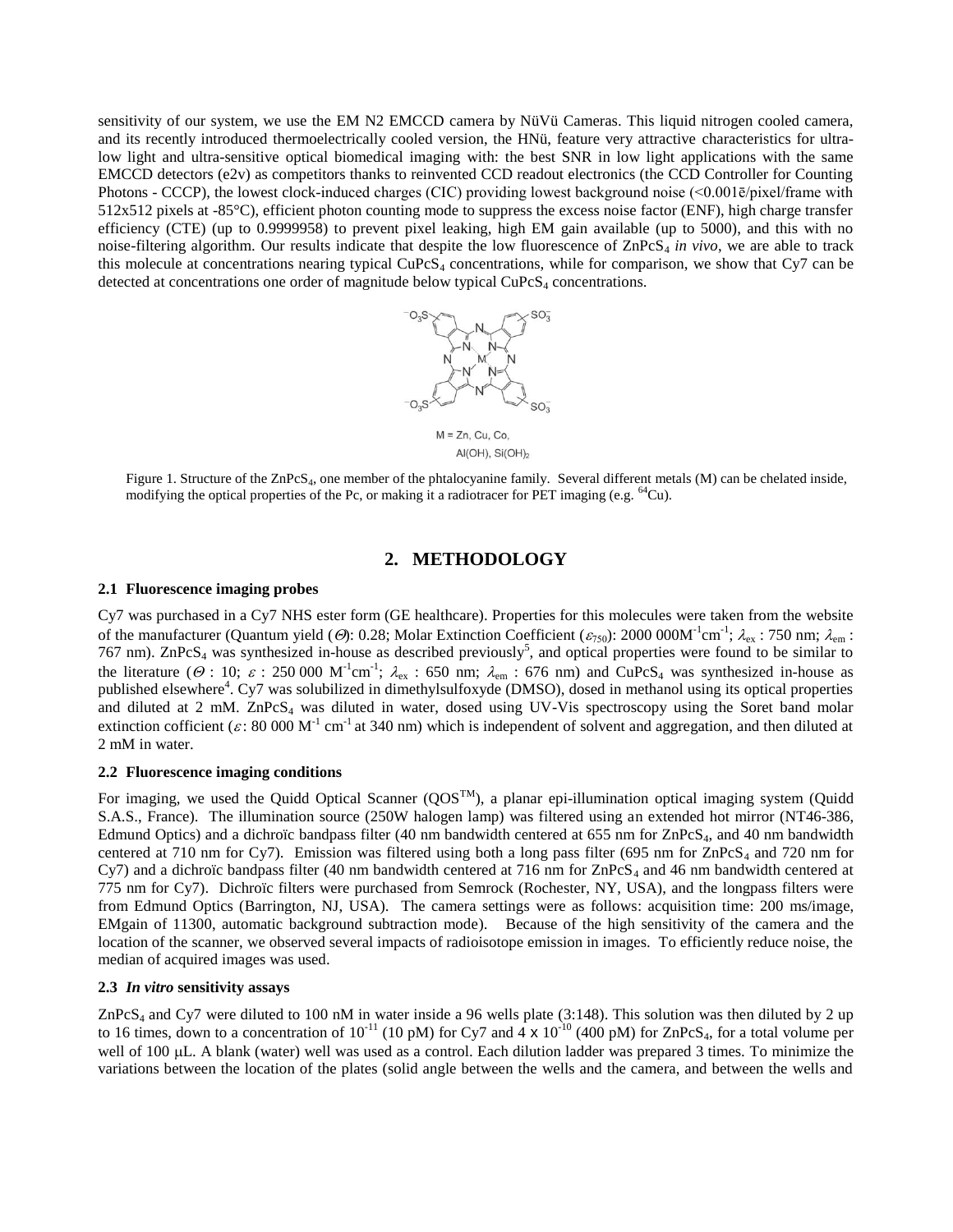sensitivity of our system, we use the EM N2 EMCCD camera by NüVü Cameras. This liquid nitrogen cooled camera, and its recently introduced thermoelectrically cooled version, the HNü, feature very attractive characteristics for ultra-low light and ultra-sensitive optical biomedical imaging with: the best SNR in low light applications with the same EMCCD detectors (e2v) as competitors thanks to reinvented CCD readout electronics (the CCD Controller for Counting Photons - CCCP), the lowest clock-induced charges (CIC) providing lowest background noise (<0.001ē/pixel/frame with 512x512 pixels at -85°C), efficient photon counting mode to suppress the excess noise factor (ENF), high charge transfer efficiency (CTE) (up to 0.9999958) to prevent pixel leaking, high EM gain available (up to 5000), and this with no noise-filtering algorithm. Our results indicate that despite the low fluorescence of $ZnPcS_4$ *in vivo*, we are able to track this molecule at concentrations nearing typical $CuPcS_4$ concentrations, while for comparison, we show that Cy7 can be detected at concentrations one order of magnitude below typical $CuPcS_4$ concentrations.

Figure 1. Structure of the $ZnPcS_4$, one member of the phtalocyanine family. Several different metals (M) can be chelated inside, modifying the optical properties of the Pc, or making it a radiotracer for PET imaging (e.g. $^{64}Cu$).

## 2. METHODOLOGY

### 2.1 Fluorescence imaging probes

Cy7 was purchased in a Cy7 NHS ester form (GE healthcare). Properties for this molecules were taken from the website of the manufacturer (Quantum yield ($\Theta$): 0.28; Molar Extinction Coefficient ($\varepsilon_{750}$): 2000 000$M^{-1}cm^{-1}$; $\lambda_{ex}$ : 750 nm; $\lambda_{em}$ : 767 nm). $ZnPcS_4$ was synthesized in-house as described previously[5], and optical properties were found to be similar to the literature ($\Theta$ : 10; $\varepsilon$ : 250 000 $M^{-1}cm^{-1}$; $\lambda_{ex}$ : 650 nm; $\lambda_{em}$ : 676 nm) and $CuPcS_4$ was synthesized in-house as published elsewhere[4]. Cy7 was solubilized in dimethylsulfoxyde (DMSO), dosed in methanol using its optical properties and diluted at 2 mM. $ZnPcS_4$ was diluted in water, dosed using UV-Vis spectroscopy using the Soret band molar extinction coefficient ($\varepsilon$: 80 000 $M^{-1}$ $cm^{-1}$ at 340 nm) which is independent of solvent and aggregation, and then diluted at 2 mM in water.

### 2.2 Fluorescence imaging conditions

For imaging, we used the Quidd Optical Scanner (QOS™), a planar epi-illumination optical imaging system (Quidd S.A.S., France). The illumination source (250W halogen lamp) was filtered using an extended hot mirror (NT46-386, Edmund Optics) and a dichroïc bandpass filter (40 nm bandwidth centered at 655 nm for $ZnPcS_4$, and 40 nm bandwidth centered at 710 nm for Cy7). Emission was filtered using both a long pass filter (695 nm for $ZnPcS_4$ and 720 nm for Cy7) and a dichroïc bandpass filter (40 nm bandwidth centered at 716 nm for $ZnPcS_4$ and 46 nm bandwidth centered at 775 nm for Cy7). Dichroïc filters were purchased from Semrock (Rochester, NY, USA), and the longpass filters were from Edmund Optics (Barrington, NJ, USA). The camera settings were as follows: acquisition time: 200 ms/image, EMgain of 11300, automatic background subtraction mode). Because of the high sensitivity of the camera and the location of the scanner, we observed several impacts of radioisotope emission in images. To efficiently reduce noise, the median of acquired images was used.

### 2.3 *In vitro* sensitivity assays

$ZnPcS_4$ and Cy7 were diluted to 100 nM in water inside a 96 wells plate (3:148). This solution was then diluted by 2 up to 16 times, down to a concentration of $10^{-11}$ (10 pM) for Cy7 and $4 \times 10^{-10}$ (400 pM) for $ZnPcS_4$, for a total volume per well of 100 μL. A blank (water) well was used as a control. Each dilution ladder was prepared 3 times. To minimize the variations between the location of the plates (solid angle between the wells and the camera, and between the wells and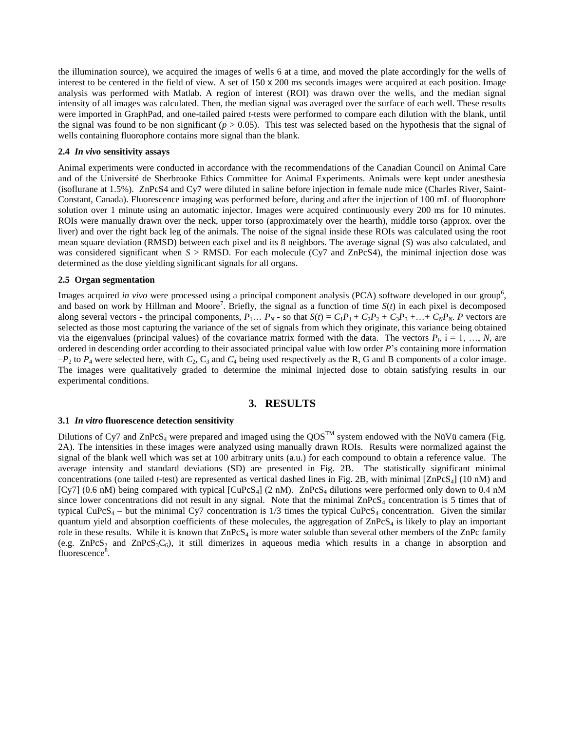the illumination source), we acquired the images of wells 6 at a time, and moved the plate accordingly for the wells of interest to be centered in the field of view. A set of 150 x 200 ms seconds images were acquired at each position. Image analysis was performed with Matlab. A region of interest (ROI) was drawn over the wells, and the median signal intensity of all images was calculated. Then, the median signal was averaged over the surface of each well. These results were imported in GraphPad, and one-tailed paired *t*-tests were performed to compare each dilution with the blank, until the signal was found to be non significant ($p > 0.05$). This test was selected based on the hypothesis that the signal of wells containing fluorophore contains more signal than the blank.

### 2.4 *In vivo* sensitivity assays

Animal experiments were conducted in accordance with the recommendations of the Canadian Council on Animal Care and of the Université de Sherbrooke Ethics Committee for Animal Experiments. Animals were kept under anesthesia (isoflurane at 1.5%). ZnPcS4 and Cy7 were diluted in saline before injection in female nude mice (Charles River, Saint-Constant, Canada). Fluorescence imaging was performed before, during and after the injection of 100 mL of fluorophore solution over 1 minute using an automatic injector. Images were acquired continuously every 200 ms for 10 minutes. ROIs were manually drawn over the neck, upper torso (approximately over the hearth), middle torso (approx. over the liver) and over the right back leg of the animals. The noise of the signal inside these ROIs was calculated using the root mean square deviation (RMSD) between each pixel and its 8 neighbors. The average signal ($S$) was also calculated, and was considered significant when $S$ > RMSD. For each molecule (Cy7 and ZnPcS4), the minimal injection dose was determined as the dose yielding significant signals for all organs.

### 2.5 Organ segmentation

Images acquired *in vivo* were processed using a principal component analysis (PCA) software developed in our group[6], and based on work by Hillman and Moore[7]. Briefly, the signal as a function of time $S(t)$ in each pixel is decomposed along several vectors - the principal components, $P_1 \ldots P_N$ - so that $S(t) = C_1P_1 + C_2P_2 + C_3P_3 + \ldots + C_NP_N$. $P$ vectors are selected as those most capturing the variance of the set of signals from which they originate, this variance being obtained via the eigenvalues (principal values) of the covariance matrix formed with the data. The vectors $P_i$, $i = 1, \ldots, N$, are ordered in descending order according to their associated principal value with low order $P$'s containing more information –$P_2$ to $P_4$ were selected here, with $C_2$, $C_3$ and $C_4$ being used respectively as the R, G and B components of a color image. The images were qualitatively graded to determine the minimal injected dose to obtain satisfying results in our experimental conditions.

## 3. RESULTS

### 3.1 *In vitro* fluorescence detection sensitivity

Dilutions of Cy7 and $ZnPcS_4$ were prepared and imaged using the QOS™ system endowed with the NüVü camera (Fig. 2A). The intensities in these images were analyzed using manually drawn ROIs. Results were normalized against the signal of the blank well which was set at 100 arbitrary units (a.u.) for each compound to obtain a reference value. The average intensity and standard deviations (SD) are presented in Fig. 2B. The statistically significant minimal concentrations (one tailed *t*-test) are represented as vertical dashed lines in Fig. 2B, with minimal [$ZnPcS_4$] (10 nM) and [Cy7] (0.6 nM) being compared with typical [$CuPcS_4$] (2 nM). $ZnPcS_4$ dilutions were performed only down to 0.4 nM since lower concentrations did not result in any signal. Note that the minimal $ZnPcS_4$ concentration is 5 times that of typical $CuPcS_4$ – but the minimal Cy7 concentration is 1/3 times the typical $CuPcS_4$ concentration. Given the similar quantum yield and absorption coefficients of these molecules, the aggregation of $ZnPcS_4$ is likely to play an important role in these results. While it is known that $ZnPcS_4$ is more water soluble than several other members of the ZnPc family (e.g. $ZnPcS_2$ and $ZnPcS_3C_6$), it still dimerizes in aqueous media which results in a change in absorption and fluorescence[8].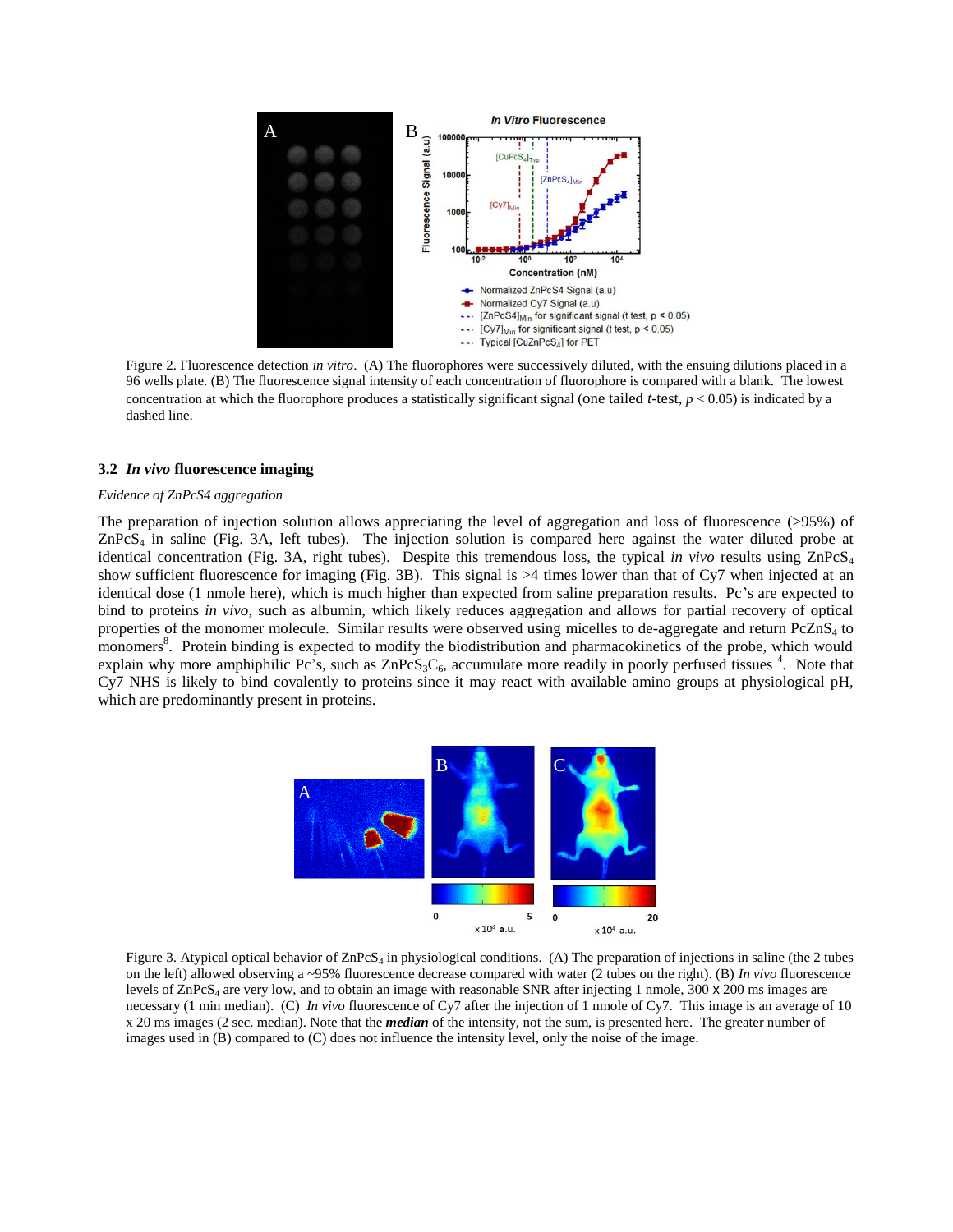Figure 2. Fluorescence detection *in vitro*. (A) The fluorophores were successively diluted, with the ensuing dilutions placed in a 96 wells plate. (B) The fluorescence signal intensity of each concentration of fluorophore is compared with a blank. The lowest concentration at which the fluorophore produces a statistically significant signal (one tailed *t*-test, $p < 0.05$) is indicated by a dashed line.

### 3.2 *In vivo* fluorescence imaging

*Evidence of ZnPcS4 aggregation*

The preparation of injection solution allows appreciating the level of aggregation and loss of fluorescence (>95%) of $ZnPcS_4$ in saline (Fig. 3A, left tubes). The injection solution is compared here against the water diluted probe at identical concentration (Fig. 3A, right tubes). Despite this tremendous loss, the typical *in vivo* results using $ZnPcS_4$ show sufficient fluorescence for imaging (Fig. 3B). This signal is >4 times lower than that of Cy7 when injected at an identical dose (1 nmole here), which is much higher than expected from saline preparation results. Pc's are expected to bind to proteins *in vivo*, such as albumin, which likely reduces aggregation and allows for partial recovery of optical properties of the monomer molecule. Similar results were observed using micelles to de-aggregate and return $PcZnS_4$ to monomers[8]. Protein binding is expected to modify the biodistribution and pharmacokinetics of the probe, which would explain why more amphiphilic Pc's, such as $ZnPcS_3C_6$, accumulate more readily in poorly perfused tissues [4]. Note that Cy7 NHS is likely to bind covalently to proteins since it may react with available amino groups at physiological pH, which are predominantly present in proteins.

Figure 3. Atypical optical behavior of $ZnPcS_4$ in physiological conditions. (A) The preparation of injections in saline (the 2 tubes on the left) allowed observing a ~95% fluorescence decrease compared with water (2 tubes on the right). (B) *In vivo* fluorescence levels of $ZnPcS_4$ are very low, and to obtain an image with reasonable SNR after injecting 1 nmole, 300 x 200 ms images are necessary (1 min median). (C) *In vivo* fluorescence of Cy7 after the injection of 1 nmole of Cy7. This image is an average of 10 x 20 ms images (2 sec. median). Note that the ***median*** of the intensity, not the sum, is presented here. The greater number of images used in (B) compared to (C) does not influence the intensity level, only the noise of the image.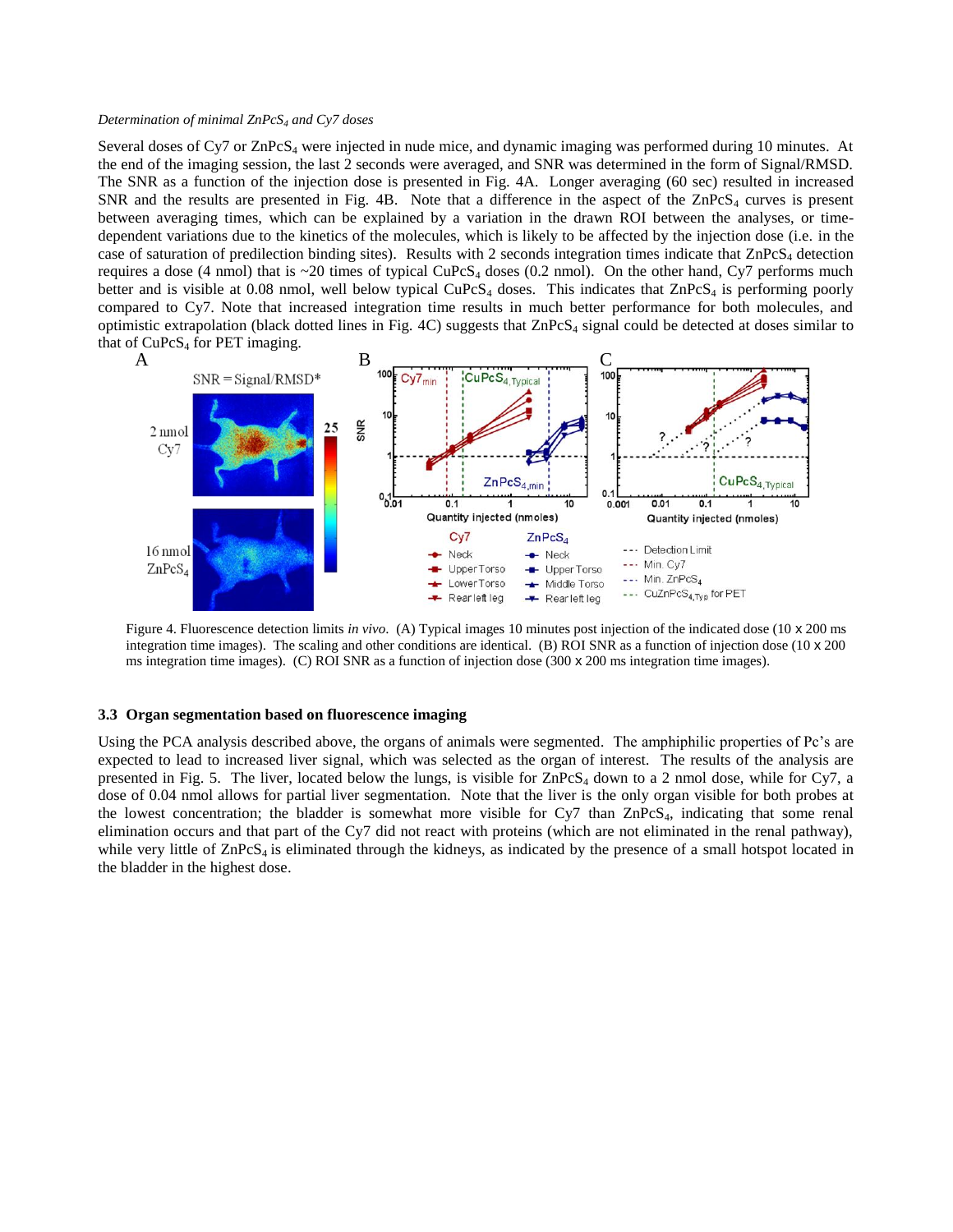*Determination of minimal $ZnPcS_4$ and Cy7 doses*

Several doses of Cy7 or $ZnPcS_4$ were injected in nude mice, and dynamic imaging was performed during 10 minutes. At the end of the imaging session, the last 2 seconds were averaged, and SNR was determined in the form of Signal/RMSD. The SNR as a function of the injection dose is presented in Fig. 4A. Longer averaging (60 sec) resulted in increased SNR and the results are presented in Fig. 4B. Note that a difference in the aspect of the $ZnPcS_4$ curves is present between averaging times, which can be explained by a variation in the drawn ROI between the analyses, or time-dependent variations due to the kinetics of the molecules, which is likely to be affected by the injection dose (i.e. in the case of saturation of predilection binding sites). Results with 2 seconds integration times indicate that $ZnPcS_4$ detection requires a dose (4 nmol) that is ~20 times of typical $CuPcS_4$ doses (0.2 nmol). On the other hand, Cy7 performs much better and is visible at 0.08 nmol, well below typical $CuPcS_4$ doses. This indicates that $ZnPcS_4$ is performing poorly compared to Cy7. Note that increased integration time results in much better performance for both molecules, and optimistic extrapolation (black dotted lines in Fig. 4C) suggests that $ZnPcS_4$ signal could be detected at doses similar to that of $CuPcS_4$ for PET imaging.

Figure 4. Fluorescence detection limits *in vivo*. (A) Typical images 10 minutes post injection of the indicated dose (10 x 200 ms integration time images). The scaling and other conditions are identical. (B) ROI SNR as a function of injection dose (10 x 200 ms integration time images). (C) ROI SNR as a function of injection dose (300 x 200 ms integration time images).

### 3.3 Organ segmentation based on fluorescence imaging

Using the PCA analysis described above, the organs of animals were segmented. The amphiphilic properties of Pc's are expected to lead to increased liver signal, which was selected as the organ of interest. The results of the analysis are presented in Fig. 5. The liver, located below the lungs, is visible for $ZnPcS_4$ down to a 2 nmol dose, while for Cy7, a dose of 0.04 nmol allows for partial liver segmentation. Note that the liver is the only organ visible for both probes at the lowest concentration; the bladder is somewhat more visible for Cy7 than $ZnPcS_4$, indicating that some renal elimination occurs and that part of the Cy7 did not react with proteins (which are not eliminated in the renal pathway), while very little of $ZnPcS_4$ is eliminated through the kidneys, as indicated by the presence of a small hotspot located in the bladder in the highest dose.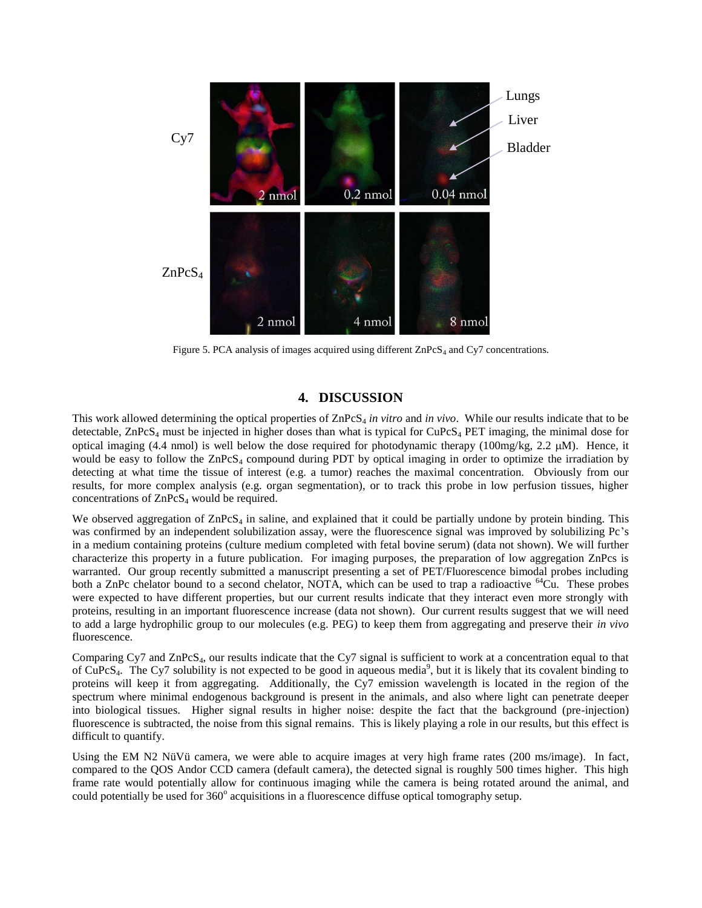Figure 5. PCA analysis of images acquired using different $ZnPcS_4$ and Cy7 concentrations.

## 4. DISCUSSION

This work allowed determining the optical properties of $ZnPcS_4$ *in vitro* and *in vivo*. While our results indicate that to be detectable, $ZnPcS_4$ must be injected in higher doses than what is typical for $CuPcS_4$ PET imaging, the minimal dose for optical imaging (4.4 nmol) is well below the dose required for photodynamic therapy (100mg/kg, 2.2 μM). Hence, it would be easy to follow the $ZnPcS_4$ compound during PDT by optical imaging in order to optimize the irradiation by detecting at what time the tissue of interest (e.g. a tumor) reaches the maximal concentration. Obviously from our results, for more complex analysis (e.g. organ segmentation), or to track this probe in low perfusion tissues, higher concentrations of $ZnPcS_4$ would be required.

We observed aggregation of $ZnPcS_4$ in saline, and explained that it could be partially undone by protein binding. This was confirmed by an independent solubilization assay, were the fluorescence signal was improved by solubilizing Pc's in a medium containing proteins (culture medium completed with fetal bovine serum) (data not shown). We will further characterize this property in a future publication. For imaging purposes, the preparation of low aggregation ZnPcs is warranted. Our group recently submitted a manuscript presenting a set of PET/Fluorescence bimodal probes including both a ZnPc chelator bound to a second chelator, NOTA, which can be used to trap a radioactive $^{64}Cu$. These probes were expected to have different properties, but our current results indicate that they interact even more strongly with proteins, resulting in an important fluorescence increase (data not shown). Our current results suggest that we will need to add a large hydrophilic group to our molecules (e.g. PEG) to keep them from aggregating and preserve their *in vivo* fluorescence.

Comparing Cy7 and $ZnPcS_4$, our results indicate that the Cy7 signal is sufficient to work at a concentration equal to that of $CuPcS_4$. The Cy7 solubility is not expected to be good in aqueous media[9], but it is likely that its covalent binding to proteins will keep it from aggregating. Additionally, the Cy7 emission wavelength is located in the region of the spectrum where minimal endogenous background is present in the animals, and also where light can penetrate deeper into biological tissues. Higher signal results in higher noise: despite the fact that the background (pre-injection) fluorescence is subtracted, the noise from this signal remains. This is likely playing a role in our results, but this effect is difficult to quantify.

Using the EM N2 NüVü camera, we were able to acquire images at very high frame rates (200 ms/image). In fact, compared to the QOS Andor CCD camera (default camera), the detected signal is roughly 500 times higher. This high frame rate would potentially allow for continuous imaging while the camera is being rotated around the animal, and could potentially be used for 360° acquisitions in a fluorescence diffuse optical tomography setup.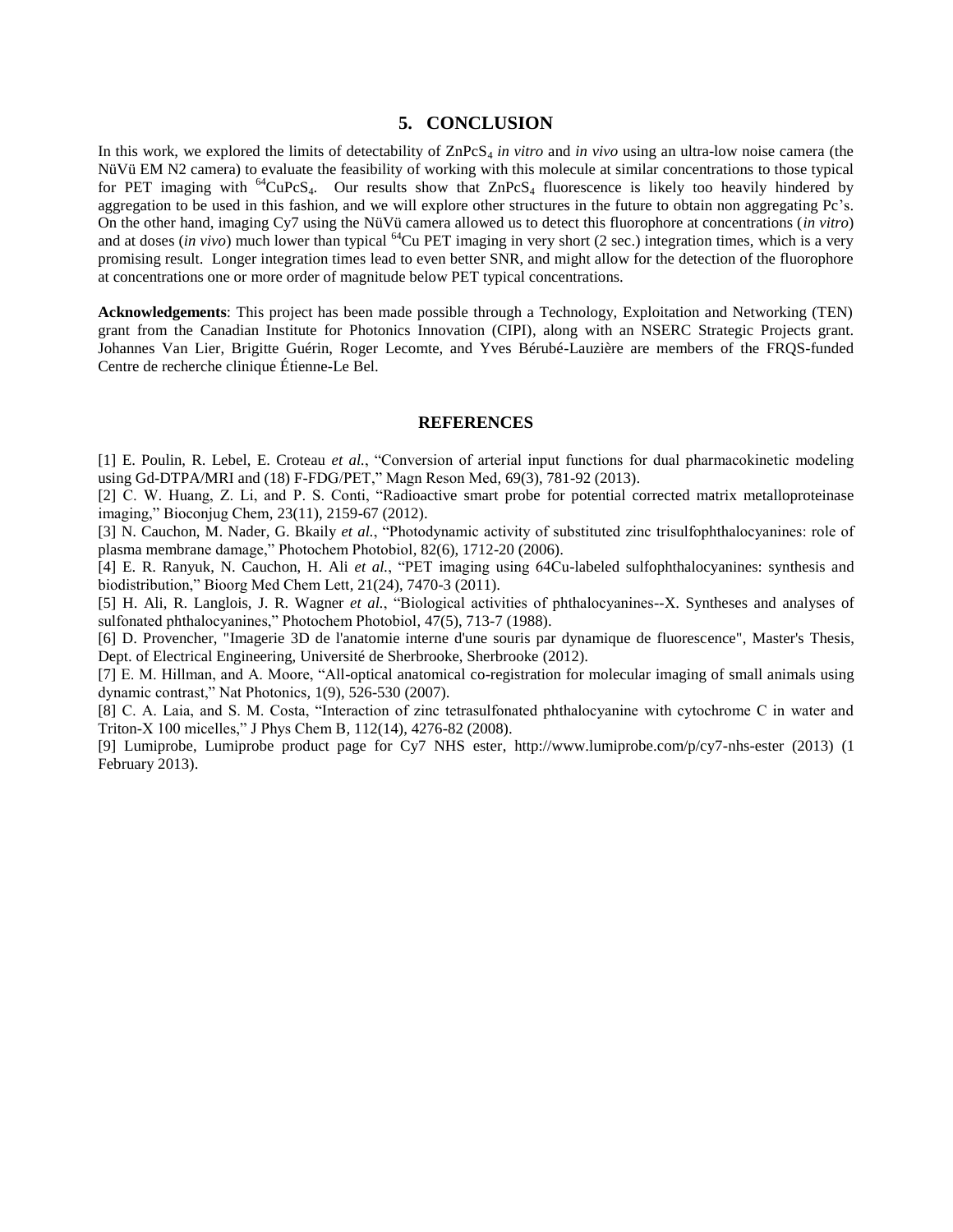## 5. CONCLUSION

In this work, we explored the limits of detectability of $ZnPcS_4$ *in vitro* and *in vivo* using an ultra-low noise camera (the NüVü EM N2 camera) to evaluate the feasibility of working with this molecule at similar concentrations to those typical for PET imaging with $^{64}CuPcS_4$. Our results show that $ZnPcS_4$ fluorescence is likely too heavily hindered by aggregation to be used in this fashion, and we will explore other structures in the future to obtain non aggregating Pc's. On the other hand, imaging Cy7 using the NüVü camera allowed us to detect this fluorophore at concentrations (*in vitro*) and at doses (*in vivo*) much lower than typical $^{64}Cu$ PET imaging in very short (2 sec.) integration times, which is a very promising result. Longer integration times lead to even better SNR, and might allow for the detection of the fluorophore at concentrations one or more order of magnitude below PET typical concentrations.

**Acknowledgements**: This project has been made possible through a Technology, Exploitation and Networking (TEN) grant from the Canadian Institute for Photonics Innovation (CIPI), along with an NSERC Strategic Projects grant. Johannes Van Lier, Brigitte Guérin, Roger Lecomte, and Yves Bérubé-Lauzière are members of the FRQS-funded Centre de recherche clinique Étienne-Le Bel.

## REFERENCES

[1] E. Poulin, R. Lebel, E. Croteau *et al.*, "Conversion of arterial input functions for dual pharmacokinetic modeling using Gd-DTPA/MRI and (18) F-FDG/PET," Magn Reson Med, 69(3), 781-92 (2013).

[2] C. W. Huang, Z. Li, and P. S. Conti, "Radioactive smart probe for potential corrected matrix metalloproteinase imaging," Bioconjug Chem, 23(11), 2159-67 (2012).

[3] N. Cauchon, M. Nader, G. Bkaily *et al.*, "Photodynamic activity of substituted zinc trisulfophthalocyanines: role of plasma membrane damage," Photochem Photobiol, 82(6), 1712-20 (2006).

[4] E. R. Ranyuk, N. Cauchon, H. Ali *et al.*, "PET imaging using 64Cu-labeled sulfophthalocyanines: synthesis and biodistribution," Bioorg Med Chem Lett, 21(24), 7470-3 (2011).

[5] H. Ali, R. Langlois, J. R. Wagner *et al.*, "Biological activities of phthalocyanines--X. Syntheses and analyses of sulfonated phthalocyanines," Photochem Photobiol, 47(5), 713-7 (1988).

[6] D. Provencher, "Imagerie 3D de l'anatomie interne d'une souris par dynamique de fluorescence", Master's Thesis, Dept. of Electrical Engineering, Université de Sherbrooke, Sherbrooke (2012).

[7] E. M. Hillman, and A. Moore, "All-optical anatomical co-registration for molecular imaging of small animals using dynamic contrast," Nat Photonics, 1(9), 526-530 (2007).

[8] C. A. Laia, and S. M. Costa, "Interaction of zinc tetrasulfonated phthalocyanine with cytochrome C in water and Triton-X 100 micelles," J Phys Chem B, 112(14), 4276-82 (2008).

[9] Lumiprobe, Lumiprobe product page for Cy7 NHS ester, http://www.lumiprobe.com/p/cy7-nhs-ester (2013) (1 February 2013).